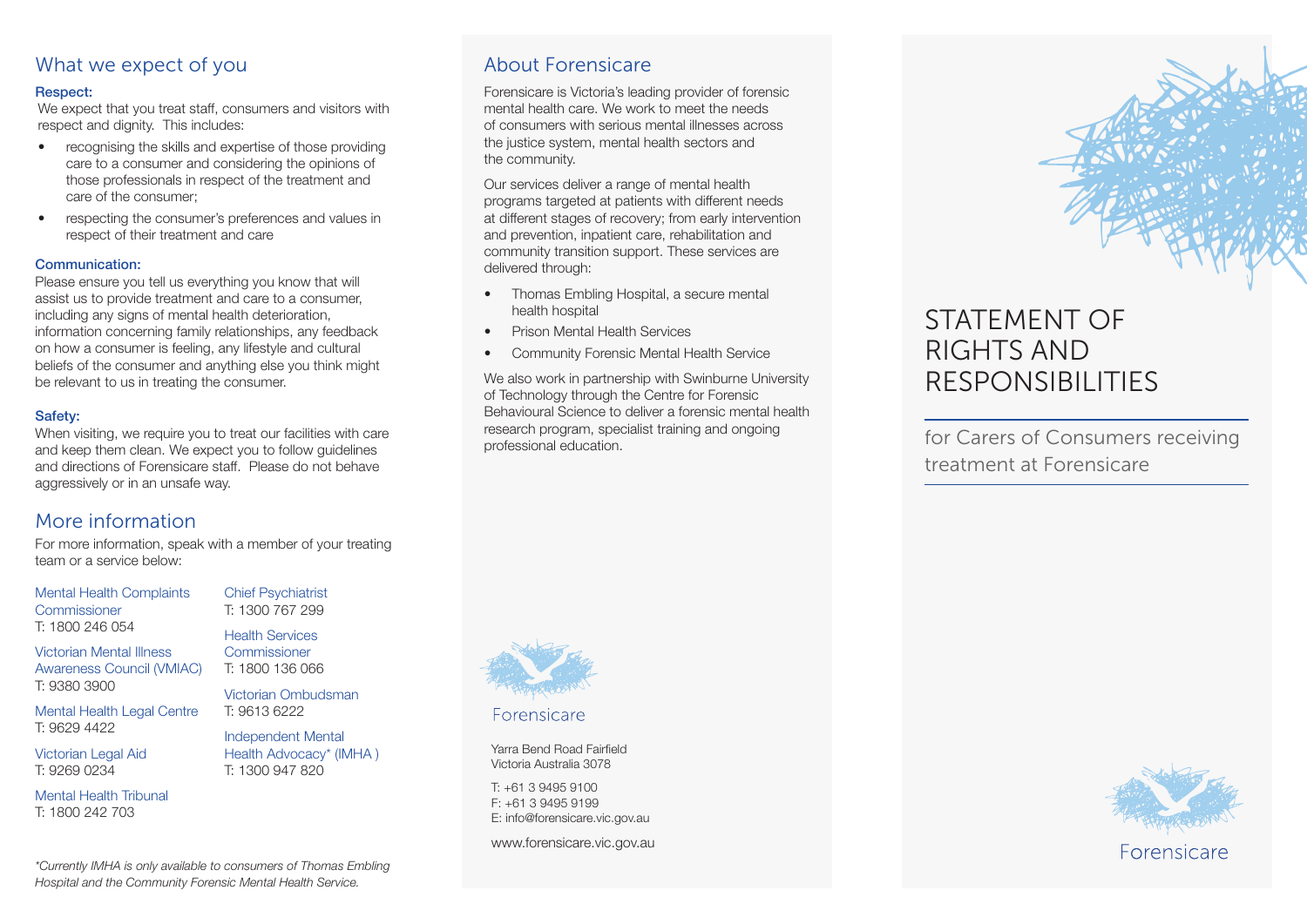## What we expect of you

**Respect:**

We expect that you treat staff, consumers and visitors with respect and dignity. This includes:

- recognising the skills and expertise of those providing care to a consumer and considering the opinions of those professionals in respect of the treatment and care of the consumer;
- respecting the consumer's preferences and values in respect of their treatment and care

**Communication:**

Please ensure you tell us everything you know that will assist us to provide treatment and care to a consumer, including any signs of mental health deterioration, information concerning family relationships, any feedback on how a consumer is feeling, any lifestyle and cultural beliefs of the consumer and anything else you think might be relevant to us in treating the consumer.

**Safety:**

When visiting, we require you to treat our facilities with care and keep them clean. We expect you to follow guidelines and directions of Forensicare staff. Please do not behave aggressively or in an unsafe way.

## More information

For more information, speak with a member of your treating team or a service below:

Mental Health Complaints Commissioner
T: 1800 246 054

Victorian Mental Illness Awareness Council (VMIAC)
T: 9380 3900

Mental Health Legal Centre
T: 9629 4422

Victorian Legal Aid
T: 9269 0234

Mental Health Tribunal
T: 1800 242 703

Chief Psychiatrist
T: 1300 767 299

Health Services Commissioner
T: 1800 136 066

Victorian Ombudsman
T: 9613 6222

Independent Mental Health Advocacy* (IMHA )
T: 1300 947 820

*\*Currently IMHA is only available to consumers of Thomas Embling Hospital and the Community Forensic Mental Health Service.*

## About Forensicare

Forensicare is Victoria's leading provider of forensic mental health care. We work to meet the needs of consumers with serious mental illnesses across the justice system, mental health sectors and the community.

Our services deliver a range of mental health programs targeted at patients with different needs at different stages of recovery; from early intervention and prevention, inpatient care, rehabilitation and community transition support. These services are delivered through:

- Thomas Embling Hospital, a secure mental health hospital
- Prison Mental Health Services
- Community Forensic Mental Health Service

We also work in partnership with Swinburne University of Technology through the Centre for Forensic Behavioural Science to deliver a forensic mental health research program, specialist training and ongoing professional education.

Forensicare

Yarra Bend Road Fairfield
Victoria Australia 3078

T: +61 3 9495 9100
F: +61 3 9495 9199
E: info@forensicare.vic.gov.au

www.forensicare.vic.gov.au

# STATEMENT OF RIGHTS AND RESPONSIBILITIES

for Carers of Consumers receiving treatment at Forensicare

Forensicare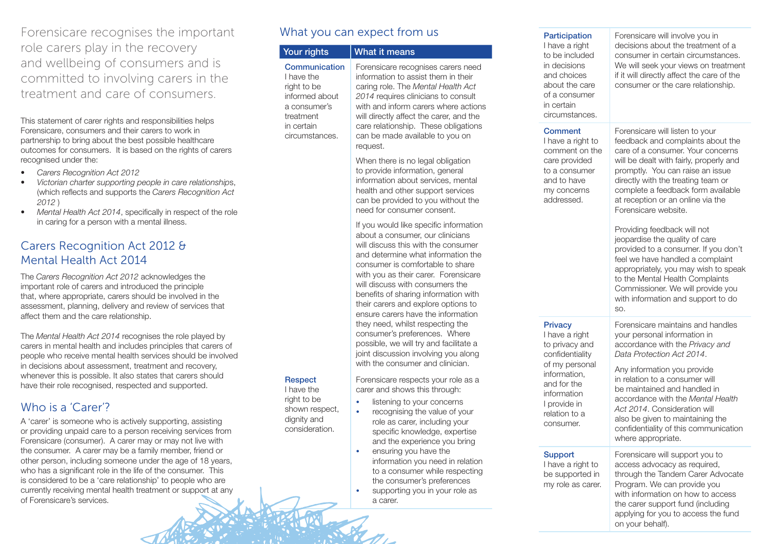Forensicare recognises the important role carers play in the recovery and wellbeing of consumers and is committed to involving carers in the treatment and care of consumers.

This statement of carer rights and responsibilities helps Forensicare, consumers and their carers to work in partnership to bring about the best possible healthcare outcomes for consumers. It is based on the rights of carers recognised under the:

- *Carers Recognition Act 2012*
- *Victorian charter supporting people in care relationships*, (which reflects and supports the *Carers Recognition Act 2012* )
- *Mental Health Act 2014*, specifically in respect of the role in caring for a person with a mental illness.

## Carers Recognition Act 2012 & Mental Health Act 2014

The *Carers Recognition Act 2012* acknowledges the important role of carers and introduced the principle that, where appropriate, carers should be involved in the assessment, planning, delivery and review of services that affect them and the care relationship.

The *Mental Health Act 2014* recognises the role played by carers in mental health and includes principles that carers of people who receive mental health services should be involved in decisions about assessment, treatment and recovery, whenever this is possible. It also states that carers should have their role recognised, respected and supported.

## Who is a 'Carer'?

A 'carer' is someone who is actively supporting, assisting or providing unpaid care to a person receiving services from Forensicare (consumer). A carer may or may not live with the consumer. A carer may be a family member, friend or other person, including someone under the age of 18 years, who has a significant role in the life of the consumer. This is considered to be a 'care relationship' to people who are currently receiving mental health treatment or support at any of Forensicare's services.

## What you can expect from us

| Your rights | What it means |
| --- | --- |
| **Communication**<br>I have the right to be informed about a consumer's treatment in certain circumstances. | Forensicare recognises carers need information to assist them in their caring role. The *Mental Health Act 2014* requires clinicians to consult with and inform carers where actions will directly affect the carer, and the care relationship. These obligations can be made available to you on request.<br><br>When there is no legal obligation to provide information, general information about services, mental health and other support services can be provided to you without the need for consumer consent.<br><br>If you would like specific information about a consumer, our clinicians will discuss this with the consumer and determine what information the consumer is comfortable to share with you as their carer. Forensicare will discuss with consumers the benefits of sharing information with their carers and explore options to ensure carers have the information they need, whilst respecting the consumer's preferences. Where possible, we will try and facilitate a joint discussion involving you along with the consumer and clinician. |
| **Respect**<br>I have the right to be shown respect, dignity and consideration. | Forensicare respects your role as a carer and shows this through:<br>• listening to your concerns<br>• recognising the value of your role as carer, including your specific knowledge, expertise and the experience you bring<br>• ensuring you have the information you need in relation to a consumer while respecting the consumer's preferences<br>• supporting you in your role as a carer. |
| **Participation**<br>I have a right to be included in decisions and choices about the care of a consumer in certain circumstances. | Forensicare will involve you in decisions about the treatment of a consumer in certain circumstances. We will seek your views on treatment if it will directly affect the care of the consumer or the care relationship. |
| **Comment**<br>I have a right to comment on the care provided to a consumer and to have my concerns addressed. | Forensicare will listen to your feedback and complaints about the care of a consumer. Your concerns will be dealt with fairly, properly and promptly. You can raise an issue directly with the treating team or complete a feedback form available at reception or an online via the Forensicare website.<br><br>Providing feedback will not jeopardise the quality of care provided to a consumer. If you don't feel we have handled a complaint appropriately, you may wish to speak to the Mental Health Complaints Commissioner. We will provide you with information and support to do so. |
| **Privacy**<br>I have a right to privacy and confidentiality of my personal information, and for the information I provide in relation to a consumer. | Forensicare maintains and handles your personal information in accordance with the *Privacy and Data Protection Act 2014*.<br><br>Any information you provide in relation to a consumer will be maintained and handled in accordance with the *Mental Health Act 2014*. Consideration will also be given to maintaining the confidentiality of this communication where appropriate. |
| **Support**<br>I have a right to be supported in my role as carer. | Forensicare will support you to access advocacy as required, through the Tandem Carer Advocate Program. We can provide you with information on how to access the carer support fund (including applying for you to access the fund on your behalf). |